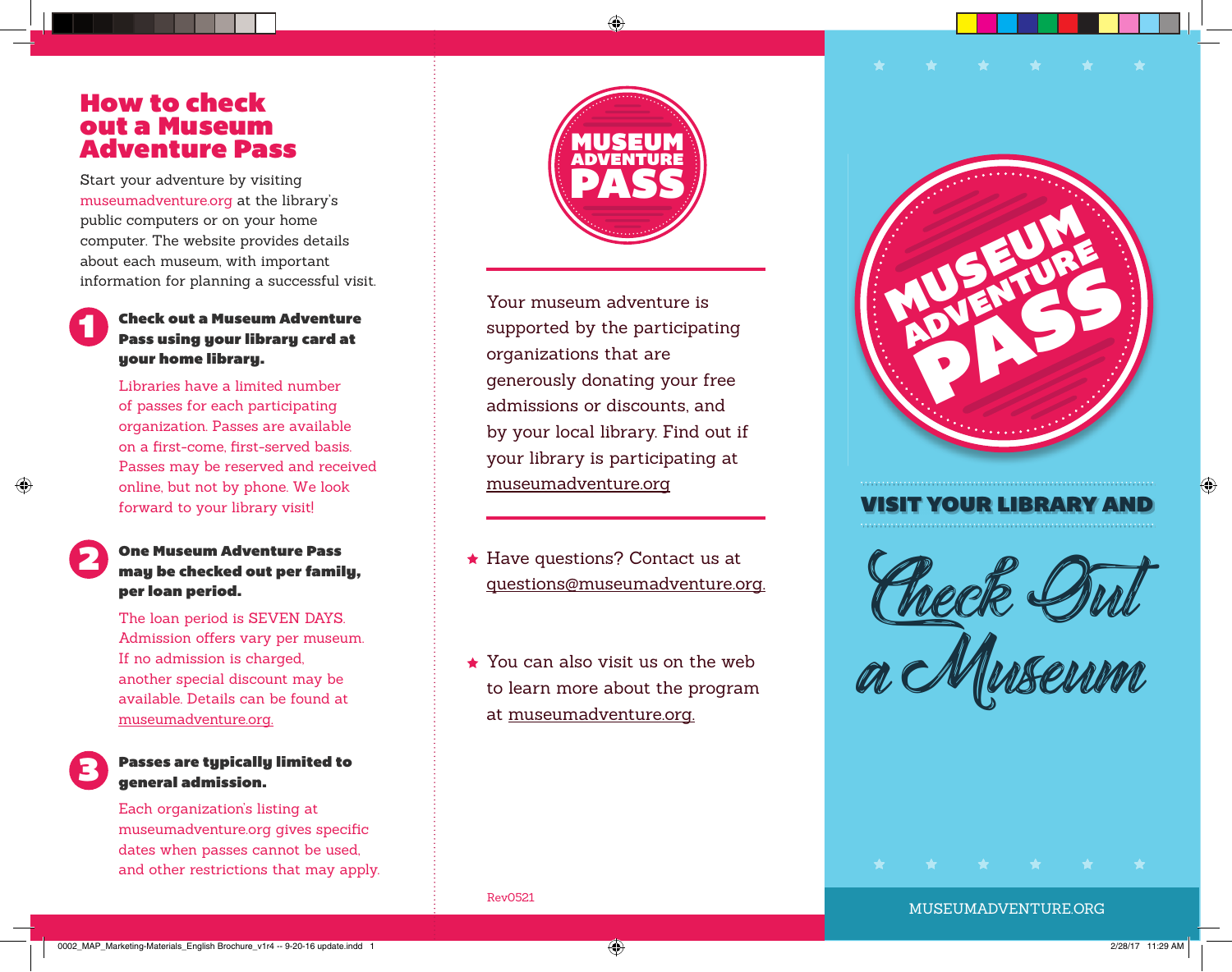# How to check out a Museum Adventure Pass

Start your adventure by visiting museumadventure.org at the library's public computers or on your home computer. The website provides details about each museum, with important information for planning a successful visit.

**1 Check out a Museum Adventure Pass using your library card at your home library.**

Libraries have a limited number of passes for each participating organization. Passes are available on a first-come, first-served basis. Passes may be reserved and received online, but not by phone. We look forward to your library visit!

**2 One Museum Adventure Pass may be checked out per family, per loan period.**

The loan period is SEVEN DAYS. Admission offers vary per museum. If no admission is charged, another special discount may be available. Details can be found at museumadventure.org.

**3 Passes are typically limited to general admission.**

Each organization's listing at museumadventure.org gives specific dates when passes cannot be used, and other restrictions that may apply.

MUSEUM ADVENTURE PASS

Your museum adventure is supported by the participating organizations that are generously donating your free admissions or discounts, and by your local library. Find out if your library is participating at museumadventure.org

- Have questions? Contact us at questions@museumadventure.org.
- You can also visit us on the web to learn more about the program at museumadventure.org.

Rev0521

MUSEUM ADVENTURE PASS

VISIT YOUR LIBRARY AND

*Check Out a Museum*

MUSEUMADVENTURE.ORG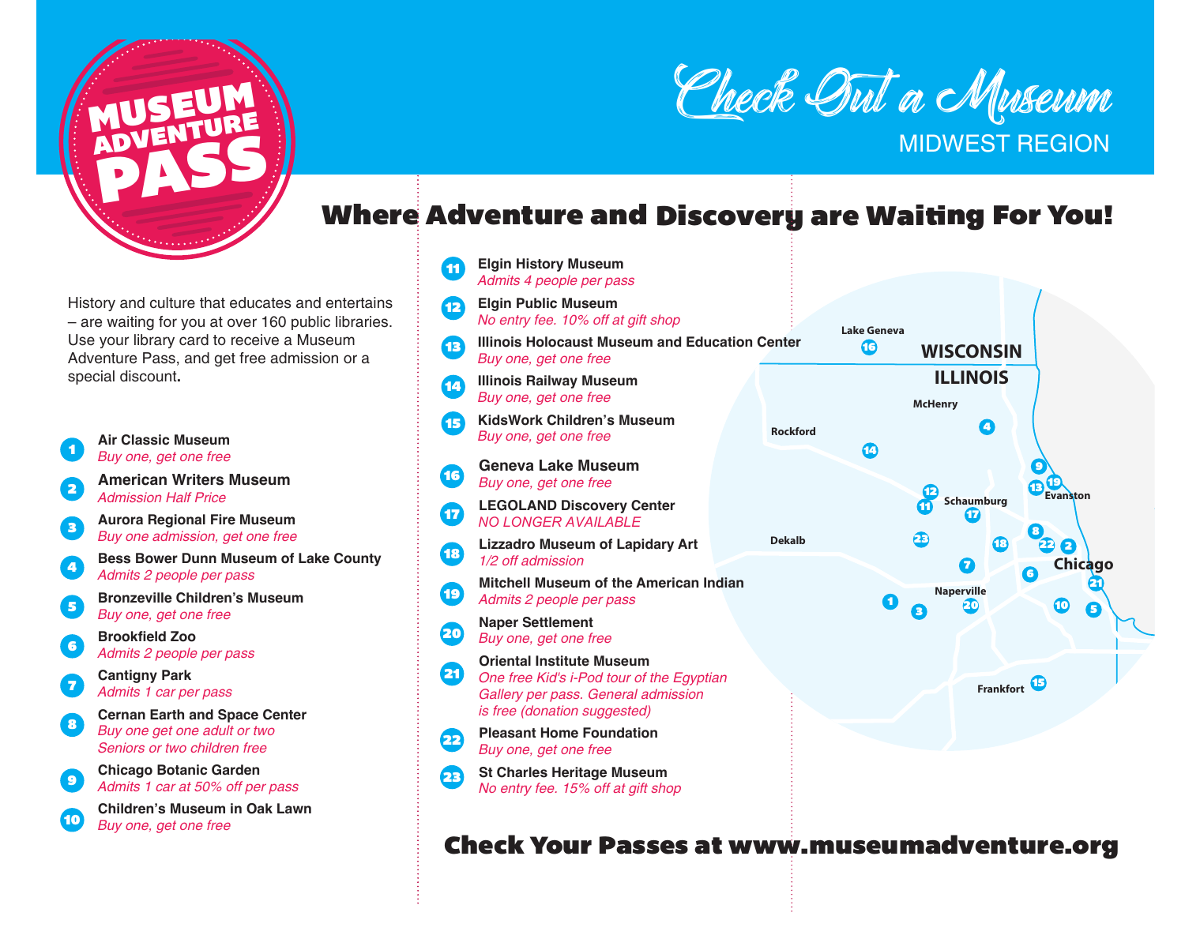# MUSEUM ADVENTURE PASS

# Check Out a Museum

MIDWEST REGION

## Where Adventure and Discovery are Waiting For You!

History and culture that educates and entertains – are waiting for you at over 160 public libraries. Use your library card to receive a Museum Adventure Pass, and get free admission or a special discount**.**

1. **Air Classic Museum**
   *Buy one, get one free*
2. **American Writers Museum**
   *Admission Half Price*
3. **Aurora Regional Fire Museum**
   *Buy one admission, get one free*
4. **Bess Bower Dunn Museum of Lake County**
   *Admits 2 people per pass*
5. **Bronzeville Children's Museum**
   *Buy one, get one free*
6. **Brookfield Zoo**
   *Admits 2 people per pass*
7. **Cantigny Park**
   *Admits 1 car per pass*
8. **Cernan Earth and Space Center**
   *Buy one get one adult or two Seniors or two children free*
9. **Chicago Botanic Garden**
   *Admits 1 car at 50% off per pass*
10. **Children's Museum in Oak Lawn**
    *Buy one, get one free*
11. **Elgin History Museum**
    *Admits 4 people per pass*
12. **Elgin Public Museum**
    *No entry fee. 10% off at gift shop*
13. **Illinois Holocaust Museum and Education Center**
    *Buy one, get one free*
14. **Illinois Railway Museum**
    *Buy one, get one free*
15. **KidsWork Children's Museum**
    *Buy one, get one free*
16. **Geneva Lake Museum**
    *Buy one, get one free*
17. **LEGOLAND Discovery Center**
    *NO LONGER AVAILABLE*
18. **Lizzadro Museum of Lapidary Art**
    *1/2 off admission*
19. **Mitchell Museum of the American Indian**
    *Admits 2 people per pass*
20. **Naper Settlement**
    *Buy one, get one free*
21. **Oriental Institute Museum**
    *One free Kid's i-Pod tour of the Egyptian Gallery per pass. General admission is free (donation suggested)*
22. **Pleasant Home Foundation**
    *Buy one, get one free*
23. **St Charles Heritage Museum**
    *No entry fee. 15% off at gift shop*

Lake Geneva
WISCONSIN
ILLINOIS
McHenry
Rockford
Schaumburg
Evanston
Dekalb
Chicago
Naperville
Frankfort

## Check Your Passes at www.museumadventure.org